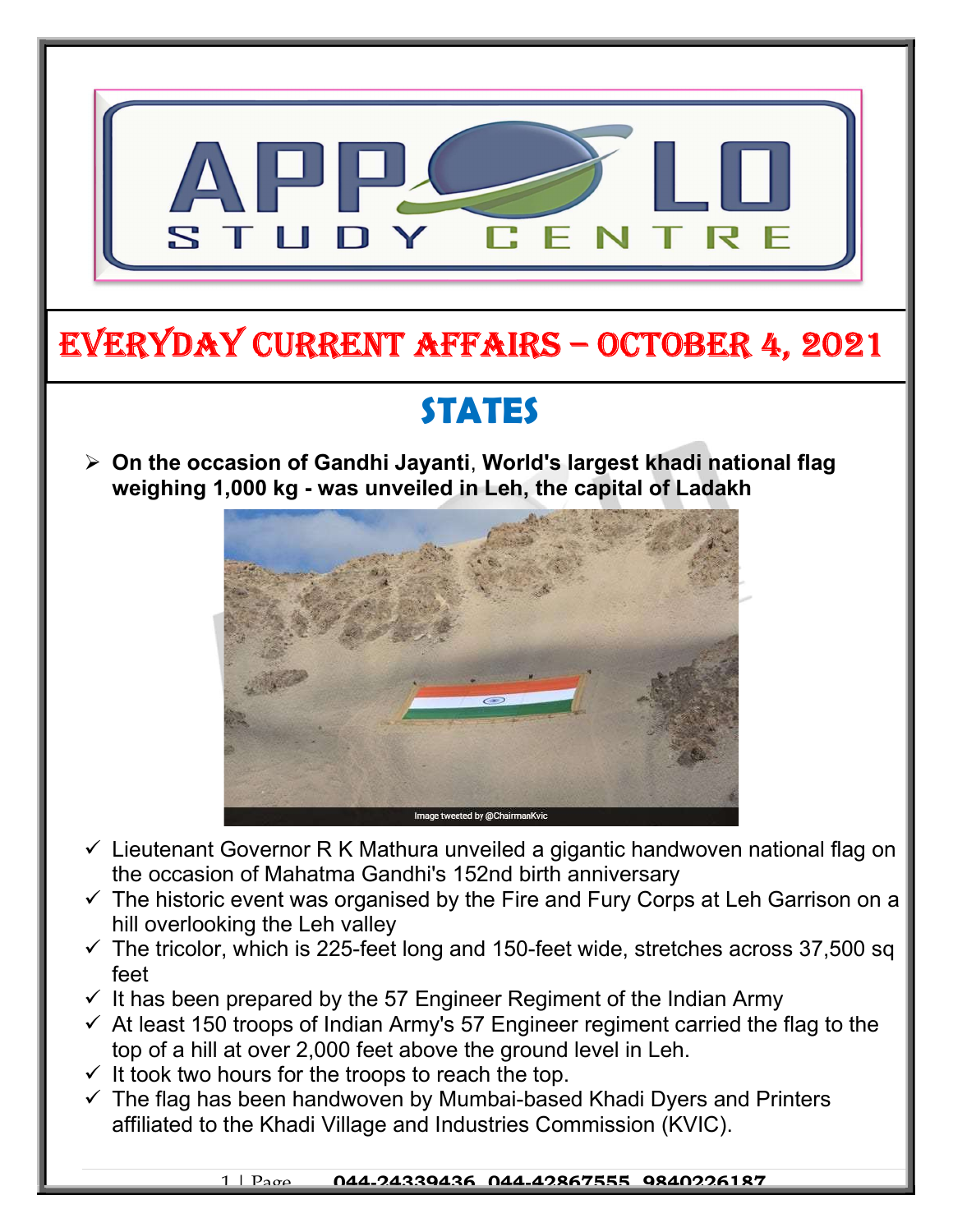# EVERYDAY CURRENT AFFAIRS – OCTOBER 4, 2021

## STATES

- **On the occasion of Gandhi Jayanti**, **World's largest khadi national flag weighing 1,000 kg - was unveiled in Leh, the capital of Ladakh**

Image tweeted by @ChairmanKvic

- ✓ Lieutenant Governor R K Mathura unveiled a gigantic handwoven national flag on the occasion of Mahatma Gandhi's 152nd birth anniversary
- ✓ The historic event was organised by the Fire and Fury Corps at Leh Garrison on a hill overlooking the Leh valley
- ✓ The tricolor, which is 225-feet long and 150-feet wide, stretches across 37,500 sq feet
- ✓ It has been prepared by the 57 Engineer Regiment of the Indian Army
- ✓ At least 150 troops of Indian Army's 57 Engineer regiment carried the flag to the top of a hill at over 2,000 feet above the ground level in Leh.
- ✓ It took two hours for the troops to reach the top.
- ✓ The flag has been handwoven by Mumbai-based Khadi Dyers and Printers affiliated to the Khadi Village and Industries Commission (KVIC).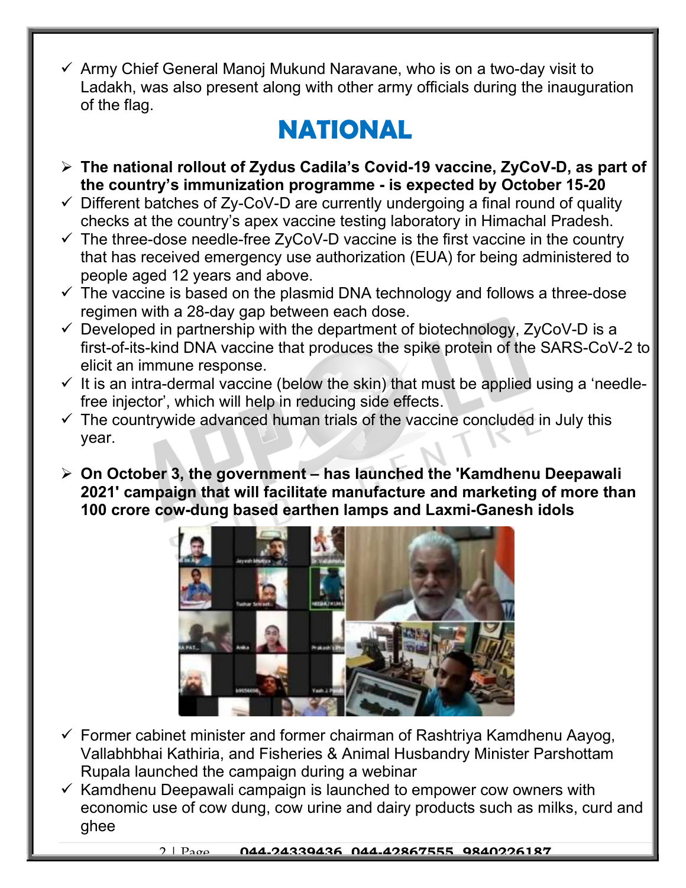- ✓ Army Chief General Manoj Mukund Naravane, who is on a two-day visit to Ladakh, was also present along with other army officials during the inauguration of the flag.

# NATIONAL

- ➢ **The national rollout of Zydus Cadila's Covid-19 vaccine, ZyCoV-D, as part of the country's immunization programme - is expected by October 15-20**
- ✓ Different batches of Zy-CoV-D are currently undergoing a final round of quality checks at the country's apex vaccine testing laboratory in Himachal Pradesh.
- ✓ The three-dose needle-free ZyCoV-D vaccine is the first vaccine in the country that has received emergency use authorization (EUA) for being administered to people aged 12 years and above.
- ✓ The vaccine is based on the plasmid DNA technology and follows a three-dose regimen with a 28-day gap between each dose.
- ✓ Developed in partnership with the department of biotechnology, ZyCoV-D is a first-of-its-kind DNA vaccine that produces the spike protein of the SARS-CoV-2 to elicit an immune response.
- ✓ It is an intra-dermal vaccine (below the skin) that must be applied using a 'needle-free injector', which will help in reducing side effects.
- ✓ The countrywide advanced human trials of the vaccine concluded in July this year.

- ➢ **On October 3, the government – has launched the 'Kamdhenu Deepawali 2021' campaign that will facilitate manufacture and marketing of more than 100 crore cow-dung based earthen lamps and Laxmi-Ganesh idols**

- ✓ Former cabinet minister and former chairman of Rashtriya Kamdhenu Aayog, Vallabhbhai Kathiria, and Fisheries & Animal Husbandry Minister Parshottam Rupala launched the campaign during a webinar
- ✓ Kamdhenu Deepawali campaign is launched to empower cow owners with economic use of cow dung, cow urine and dairy products such as milks, curd and ghee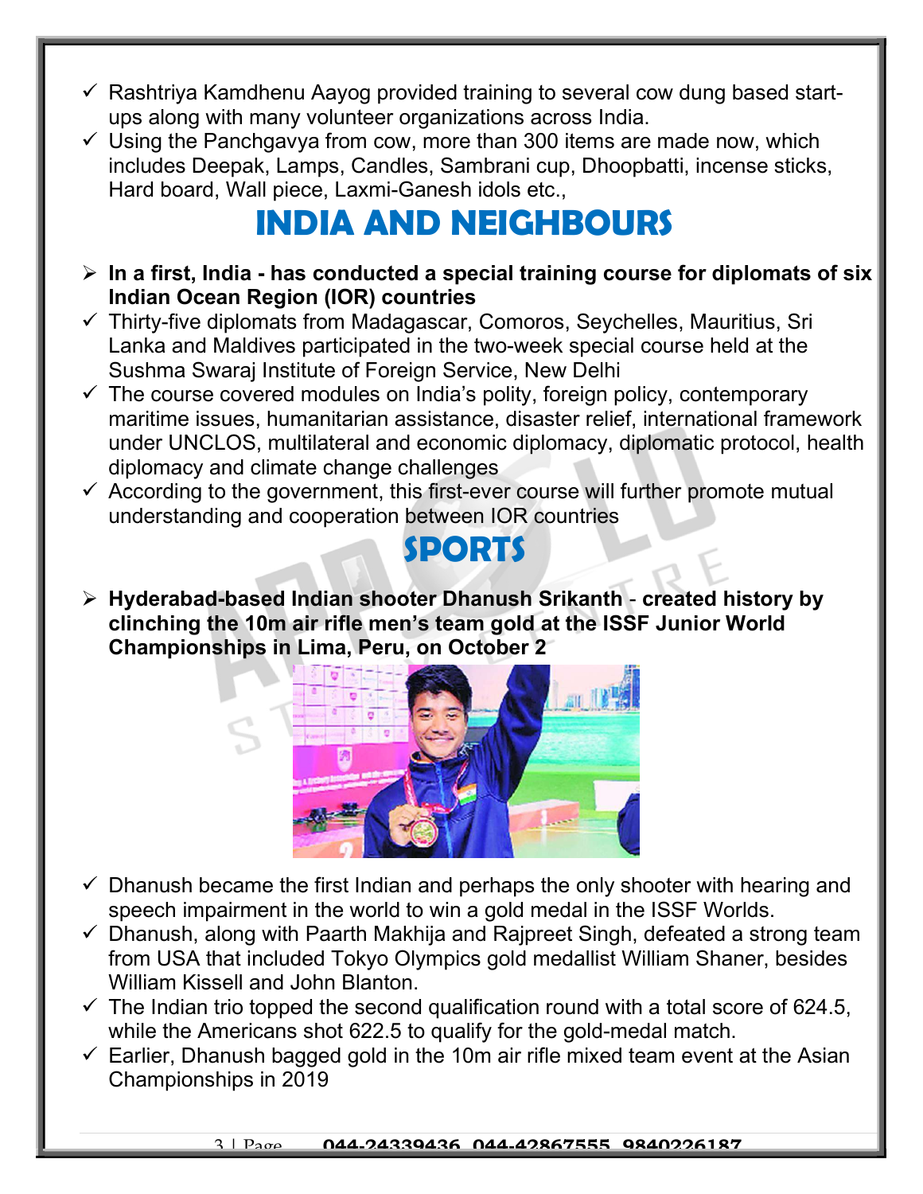- ✓ Rashtriya Kamdhenu Aayog provided training to several cow dung based start-ups along with many volunteer organizations across India.
- ✓ Using the Panchgavya from cow, more than 300 items are made now, which includes Deepak, Lamps, Candles, Sambrani cup, Dhoopbatti, incense sticks, Hard board, Wall piece, Laxmi-Ganesh idols etc.,

# INDIA AND NEIGHBOURS

- **In a first, India - has conducted a special training course for diplomats of six Indian Ocean Region (IOR) countries**
- ✓ Thirty-five diplomats from Madagascar, Comoros, Seychelles, Mauritius, Sri Lanka and Maldives participated in the two-week special course held at the Sushma Swaraj Institute of Foreign Service, New Delhi
- ✓ The course covered modules on India's polity, foreign policy, contemporary maritime issues, humanitarian assistance, disaster relief, international framework under UNCLOS, multilateral and economic diplomacy, diplomatic protocol, health diplomacy and climate change challenges
- ✓ According to the government, this first-ever course will further promote mutual understanding and cooperation between IOR countries

# SPORTS

- **Hyderabad-based Indian shooter Dhanush Srikanth - created history by clinching the 10m air rifle men's team gold at the ISSF Junior World Championships in Lima, Peru, on October 2**
- ✓ Dhanush became the first Indian and perhaps the only shooter with hearing and speech impairment in the world to win a gold medal in the ISSF Worlds.
- ✓ Dhanush, along with Paarth Makhija and Rajpreet Singh, defeated a strong team from USA that included Tokyo Olympics gold medallist William Shaner, besides William Kissell and John Blanton.
- ✓ The Indian trio topped the second qualification round with a total score of 624.5, while the Americans shot 622.5 to qualify for the gold-medal match.
- ✓ Earlier, Dhanush bagged gold in the 10m air rifle mixed team event at the Asian Championships in 2019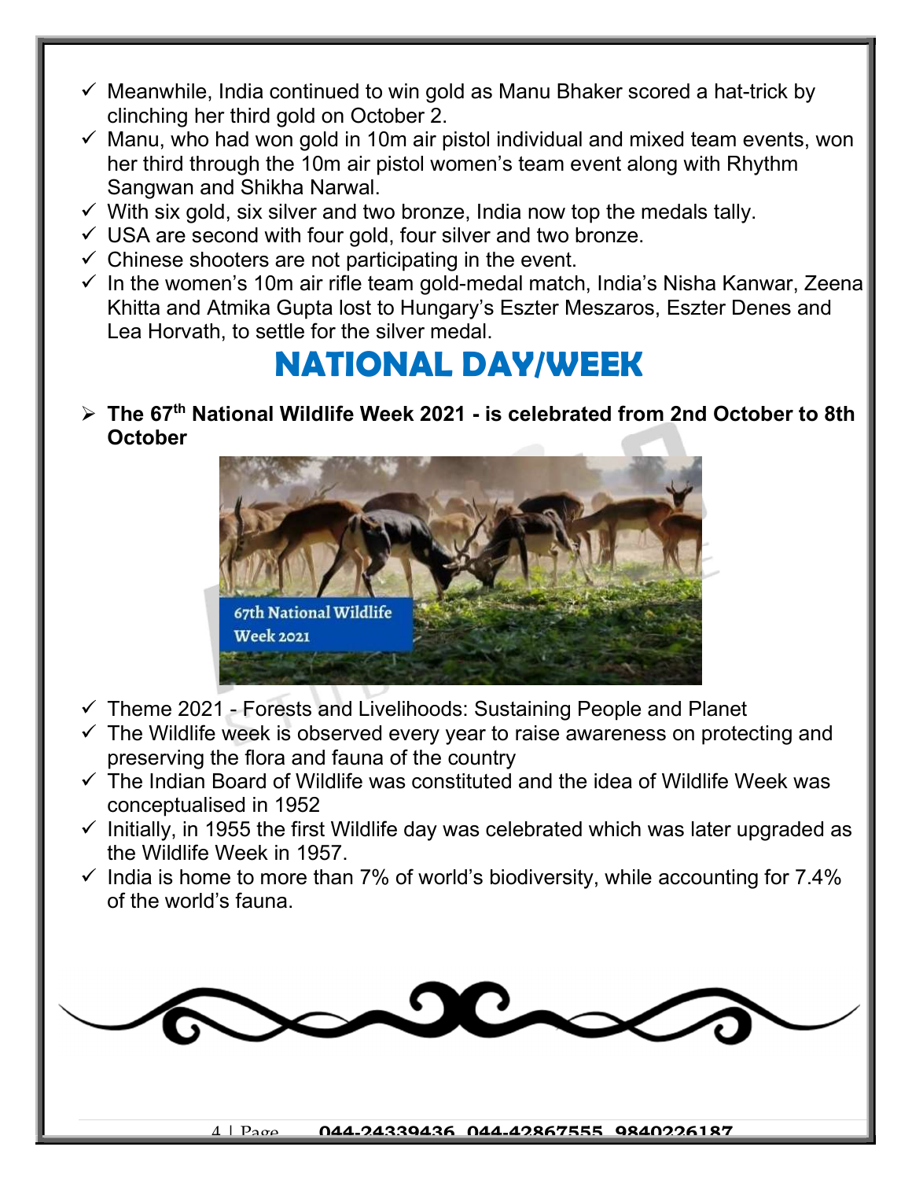- Meanwhile, India continued to win gold as Manu Bhaker scored a hat-trick by clinching her third gold on October 2.
- Manu, who had won gold in 10m air pistol individual and mixed team events, won her third through the 10m air pistol women's team event along with Rhythm Sangwan and Shikha Narwal.
- With six gold, six silver and two bronze, India now top the medals tally.
- USA are second with four gold, four silver and two bronze.
- Chinese shooters are not participating in the event.
- In the women's 10m air rifle team gold-medal match, India's Nisha Kanwar, Zeena Khitta and Atmika Gupta lost to Hungary's Eszter Meszaros, Eszter Denes and Lea Horvath, to settle for the silver medal.

# NATIONAL DAY/WEEK

- **The 67th National Wildlife Week 2021 - is celebrated from 2nd October to 8th October**

- Theme 2021 - Forests and Livelihoods: Sustaining People and Planet
- The Wildlife week is observed every year to raise awareness on protecting and preserving the flora and fauna of the country
- The Indian Board of Wildlife was constituted and the idea of Wildlife Week was conceptualised in 1952
- Initially, in 1955 the first Wildlife day was celebrated which was later upgraded as the Wildlife Week in 1957.
- India is home to more than 7% of world's biodiversity, while accounting for 7.4% of the world's fauna.